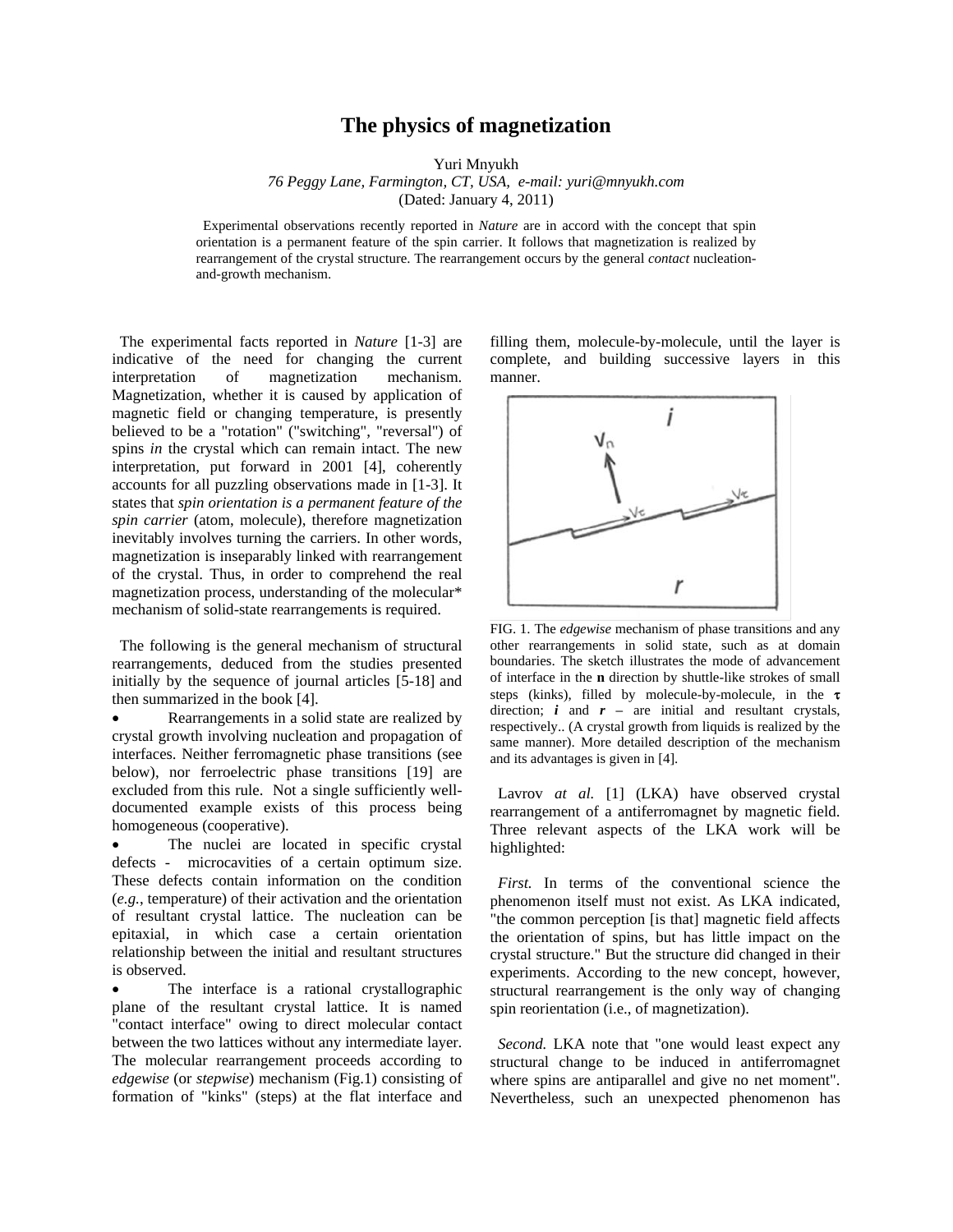# The physics of magnetization

Yuri Mnyukh

*76 Peggy Lane, Farmington, CT, USA, e-mail: yuri@mnyukh.com*

(Dated: January 4, 2011)

Experimental observations recently reported in *Nature* are in accord with the concept that spin orientation is a permanent feature of the spin carrier. It follows that magnetization is realized by rearrangement of the crystal structure. The rearrangement occurs by the general *contact* nucleation-and-growth mechanism.

The experimental facts reported in *Nature* [1-3] are indicative of the need for changing the current interpretation of magnetization mechanism. Magnetization, whether it is caused by application of magnetic field or changing temperature, is presently believed to be a "rotation" ("switching", "reversal") of spins *in* the crystal which can remain intact. The new interpretation, put forward in 2001 [4], coherently accounts for all puzzling observations made in [1-3]. It states that *spin orientation is a permanent feature of the spin carrier* (atom, molecule), therefore magnetization inevitably involves turning the carriers. In other words, magnetization is inseparably linked with rearrangement of the crystal. Thus, in order to comprehend the real magnetization process, understanding of the molecular* mechanism of solid-state rearrangements is required.

The following is the general mechanism of structural rearrangements, deduced from the studies presented initially by the sequence of journal articles [5-18] and then summarized in the book [4].

- Rearrangements in a solid state are realized by crystal growth involving nucleation and propagation of interfaces. Neither ferromagnetic phase transitions (see below), nor ferroelectric phase transitions [19] are excluded from this rule. Not a single sufficiently well-documented example exists of this process being homogeneous (cooperative).
- The nuclei are located in specific crystal defects - microcavities of a certain optimum size. These defects contain information on the condition (*e.g.*, temperature) of their activation and the orientation of resultant crystal lattice. The nucleation can be epitaxial, in which case a certain orientation relationship between the initial and resultant structures is observed.
- The interface is a rational crystallographic plane of the resultant crystal lattice. It is named "contact interface" owing to direct molecular contact between the two lattices without any intermediate layer. The molecular rearrangement proceeds according to *edgewise* (or *stepwise*) mechanism (Fig.1) consisting of formation of "kinks" (steps) at the flat interface and filling them, molecule-by-molecule, until the layer is complete, and building successive layers in this manner.

FIG. 1. The *edgewise* mechanism of phase transitions and any other rearrangements in solid state, such as at domain boundaries. The sketch illustrates the mode of advancement of interface in the **n** direction by shuttle-like strokes of small steps (kinks), filled by molecule-by-molecule, in the $\boldsymbol{\tau}$ direction; ***i*** and ***r*** – are initial and resultant crystals, respectively.. (A crystal growth from liquids is realized by the same manner). More detailed description of the mechanism and its advantages is given in [4].

Lavrov *at al.* [1] (LKA) have observed crystal rearrangement of a antiferromagnet by magnetic field. Three relevant aspects of the LKA work will be highlighted:

*First.* In terms of the conventional science the phenomenon itself must not exist. As LKA indicated, "the common perception [is that] magnetic field affects the orientation of spins, but has little impact on the crystal structure." But the structure did changed in their experiments. According to the new concept, however, structural rearrangement is the only way of changing spin reorientation (i.e., of magnetization).

*Second.* LKA note that "one would least expect any structural change to be induced in antiferromagnet where spins are antiparallel and give no net moment". Nevertheless, such an unexpected phenomenon has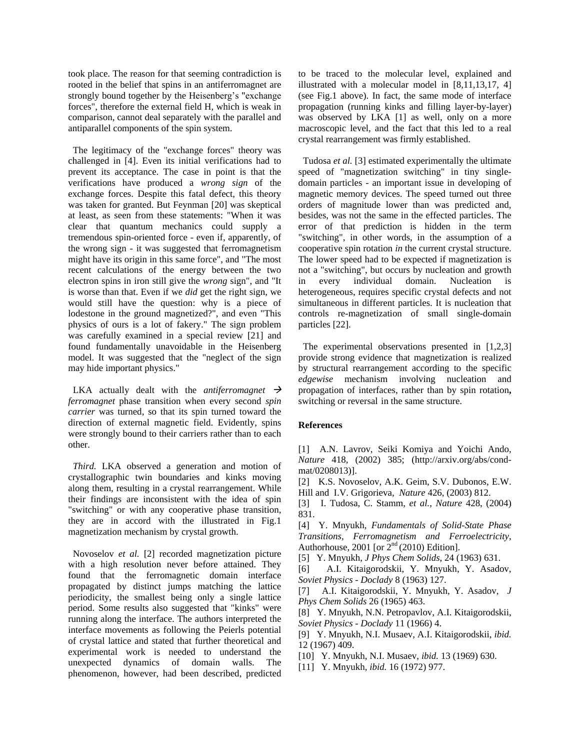took place. The reason for that seeming contradiction is rooted in the belief that spins in an antiferromagnet are strongly bound together by the Heisenberg's "exchange forces", therefore the external field H, which is weak in comparison, cannot deal separately with the parallel and antiparallel components of the spin system.

The legitimacy of the "exchange forces" theory was challenged in [4]. Even its initial verifications had to prevent its acceptance. The case in point is that the verifications have produced a *wrong sign* of the exchange forces. Despite this fatal defect, this theory was taken for granted. But Feynman [20] was skeptical at least, as seen from these statements: "When it was clear that quantum mechanics could supply a tremendous spin-oriented force - even if, apparently, of the wrong sign - it was suggested that ferromagnetism might have its origin in this same force", and "The most recent calculations of the energy between the two electron spins in iron still give the *wrong* sign", and "It is worse than that. Even if we *did* get the right sign, we would still have the question: why is a piece of lodestone in the ground magnetized?", and even "This physics of ours is a lot of fakery." The sign problem was carefully examined in a special review [21] and found fundamentally unavoidable in the Heisenberg model. It was suggested that the "neglect of the sign may hide important physics."

LKA actually dealt with the *antiferromagnet* → *ferromagnet* phase transition when every second *spin carrier* was turned, so that its spin turned toward the direction of external magnetic field. Evidently, spins were strongly bound to their carriers rather than to each other.

*Third.* LKA observed a generation and motion of crystallographic twin boundaries and kinks moving along them, resulting in a crystal rearrangement. While their findings are inconsistent with the idea of spin "switching" or with any cooperative phase transition, they are in accord with the illustrated in Fig.1 magnetization mechanism by crystal growth.

Novoselov *et al.* [2] recorded magnetization picture with a high resolution never before attained. They found that the ferromagnetic domain interface propagated by distinct jumps matching the lattice periodicity, the smallest being only a single lattice period. Some results also suggested that "kinks" were running along the interface. The authors interpreted the interface movements as following the Peierls potential of crystal lattice and stated that further theoretical and experimental work is needed to understand the unexpected dynamics of domain walls. The phenomenon, however, had been described, predicted to be traced to the molecular level, explained and illustrated with a molecular model in [8,11,13,17, 4] (see Fig.1 above). In fact, the same mode of interface propagation (running kinks and filling layer-by-layer) was observed by LKA [1] as well, only on a more macroscopic level, and the fact that this led to a real crystal rearrangement was firmly established.

Tudosa *et al.* [3] estimated experimentally the ultimate speed of "magnetization switching" in tiny single-domain particles - an important issue in developing of magnetic memory devices. The speed turned out three orders of magnitude lower than was predicted and, besides, was not the same in the effected particles. The error of that prediction is hidden in the term "switching", in other words, in the assumption of a cooperative spin rotation *in* the current crystal structure. The lower speed had to be expected if magnetization is not a "switching", but occurs by nucleation and growth in every individual domain. Nucleation is heterogeneous, requires specific crystal defects and not simultaneous in different particles. It is nucleation that controls re-magnetization of small single-domain particles [22].

The experimental observations presented in [1,2,3] provide strong evidence that magnetization is realized by structural rearrangement according to the specific *edgewise* mechanism involving nucleation and propagation of interfaces, rather than by spin rotation**,** switching or reversal in the same structure.

## References

[1] A.N. Lavrov, Seiki Komiya and Yoichi Ando, *Nature* 418, (2002) 385; (http://arxiv.org/abs/cond-mat/0208013)].

[2] K.S. Novoselov, A.K. Geim, S.V. Dubonos, E.W. Hill and I.V. Grigorieva, *Nature* 426, (2003) 812.

[3] I. Tudosa, C. Stamm, *et al.*, *Nature* 428, (2004) 831.

[4] Y. Mnyukh, *Fundamentals of Solid-State Phase Transitions, Ferromagnetism and Ferroelectricity*, Authorhouse, 2001 [or 2nd (2010) Edition].

[5] Y. Mnyukh, *J Phys Chem Solids*, 24 (1963) 631.

[6] A.I. Kitaigorodskii, Y. Mnyukh, Y. Asadov, *Soviet Physics - Doclady* 8 (1963) 127.

[7] A.I. Kitaigorodskii, Y. Mnyukh, Y. Asadov, *J Phys Chem Solids* 26 (1965) 463.

[8] Y. Mnyukh, N.N. Petropavlov, A.I. Kitaigorodskii, *Soviet Physics - Doclady* 11 (1966) 4.

[9] Y. Mnyukh, N.I. Musaev, A.I. Kitaigorodskii, *ibid.* 12 (1967) 409.

[10] Y. Mnyukh, N.I. Musaev, *ibid.* 13 (1969) 630.

[11] Y. Mnyukh, *ibid.* 16 (1972) 977.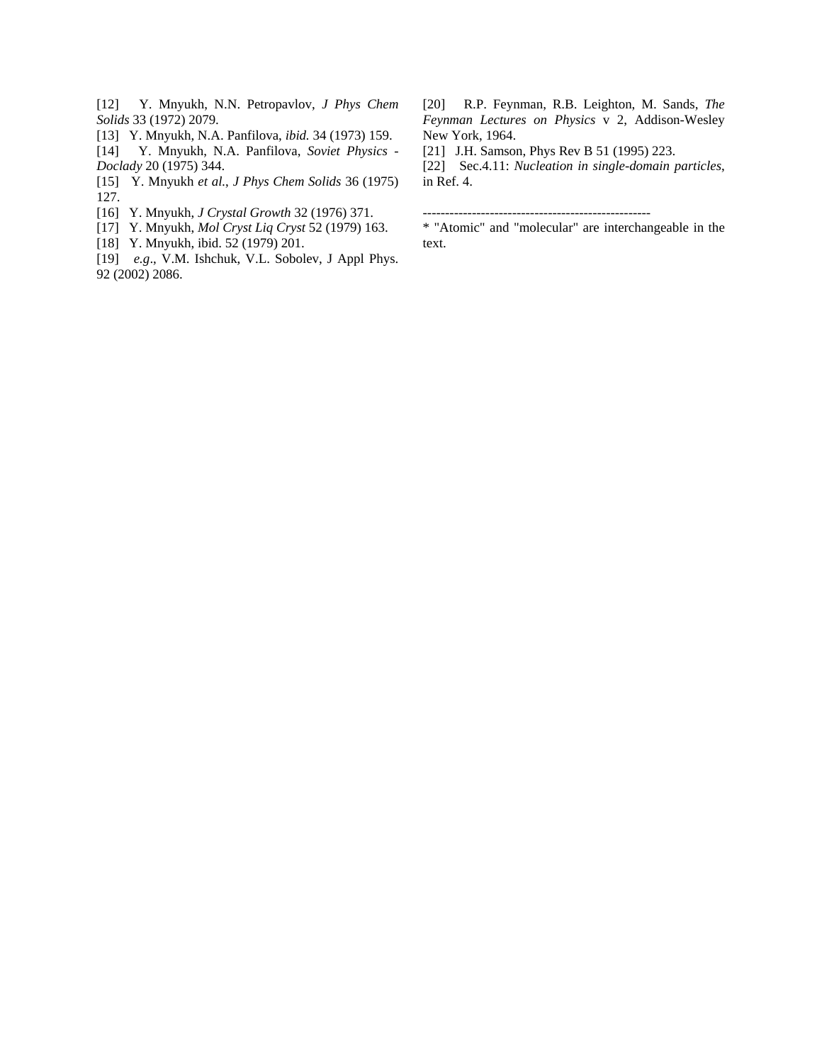[12] Y. Mnyukh, N.N. Petropavlov, *J Phys Chem Solids* 33 (1972) 2079.

[13] Y. Mnyukh, N.A. Panfilova, *ibid.* 34 (1973) 159.

[14] Y. Mnyukh, N.A. Panfilova, *Soviet Physics - Doclady* 20 (1975) 344.

[15] Y. Mnyukh *et al.*, *J Phys Chem Solids* 36 (1975) 127.

[16] Y. Mnyukh, *J Crystal Growth* 32 (1976) 371.

[17] Y. Mnyukh, *Mol Cryst Liq Cryst* 52 (1979) 163.

[18] Y. Mnyukh, ibid. 52 (1979) 201.

[19] *e.g*., V.M. Ishchuk, V.L. Sobolev, J Appl Phys. 92 (2002) 2086.

[20] R.P. Feynman, R.B. Leighton, M. Sands, *The Feynman Lectures on Physics* v 2, Addison-Wesley New York, 1964.

[21] J.H. Samson, Phys Rev B 51 (1995) 223.

[22] Sec.4.11: *Nucleation in single-domain particles*, in Ref. 4.

---

* "Atomic" and "molecular" are interchangeable in the text.